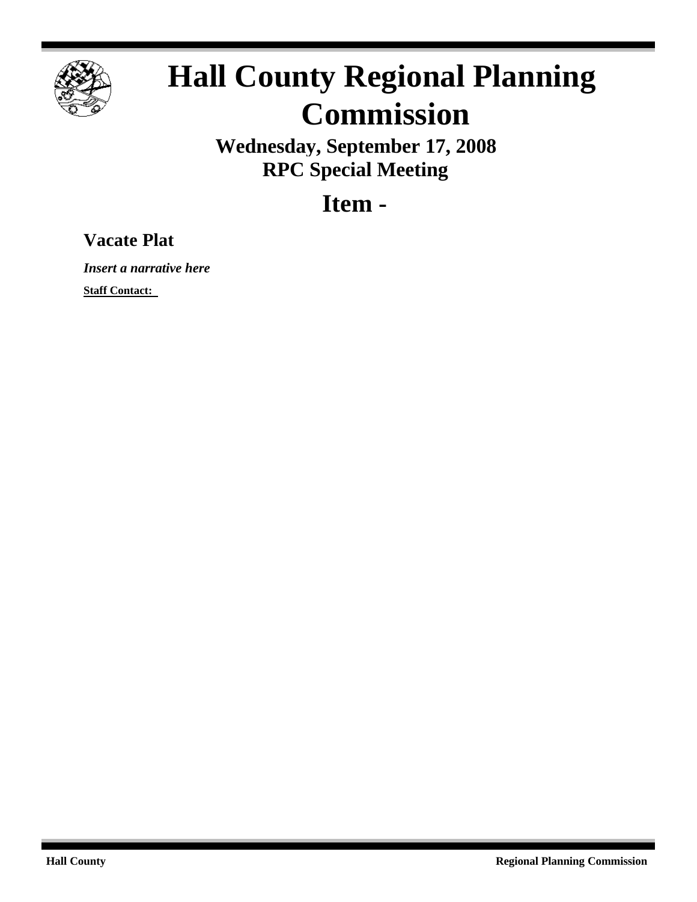# Hall County Regional Planning Commission

**Wednesday, September 17, 2008**
**RPC Special Meeting**

## Item -

### Vacate Plat

***Insert a narrative here***

**Staff Contact:**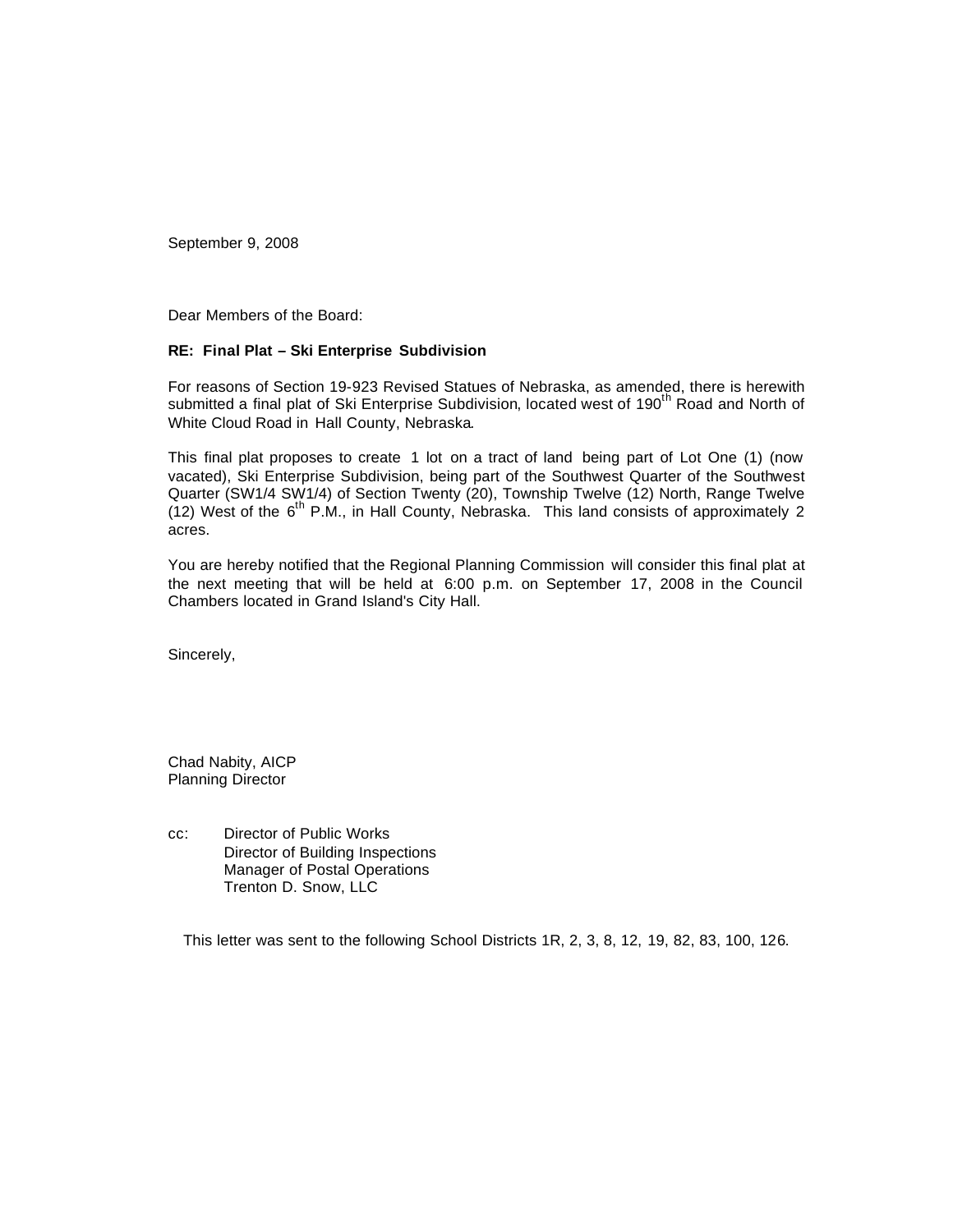September 9, 2008

Dear Members of the Board:

**RE: Final Plat – Ski Enterprise Subdivision**

For reasons of Section 19-923 Revised Statues of Nebraska, as amended, there is herewith submitted a final plat of Ski Enterprise Subdivision, located west of 190th Road and North of White Cloud Road in Hall County, Nebraska.

This final plat proposes to create 1 lot on a tract of land being part of Lot One (1) (now vacated), Ski Enterprise Subdivision, being part of the Southwest Quarter of the Southwest Quarter (SW1/4 SW1/4) of Section Twenty (20), Township Twelve (12) North, Range Twelve (12) West of the 6th P.M., in Hall County, Nebraska. This land consists of approximately 2 acres.

You are hereby notified that the Regional Planning Commission will consider this final plat at the next meeting that will be held at 6:00 p.m. on September 17, 2008 in the Council Chambers located in Grand Island's City Hall.

Sincerely,

Chad Nabity, AICP
Planning Director

cc: Director of Public Works
Director of Building Inspections
Manager of Postal Operations
Trenton D. Snow, LLC

This letter was sent to the following School Districts 1R, 2, 3, 8, 12, 19, 82, 83, 100, 126.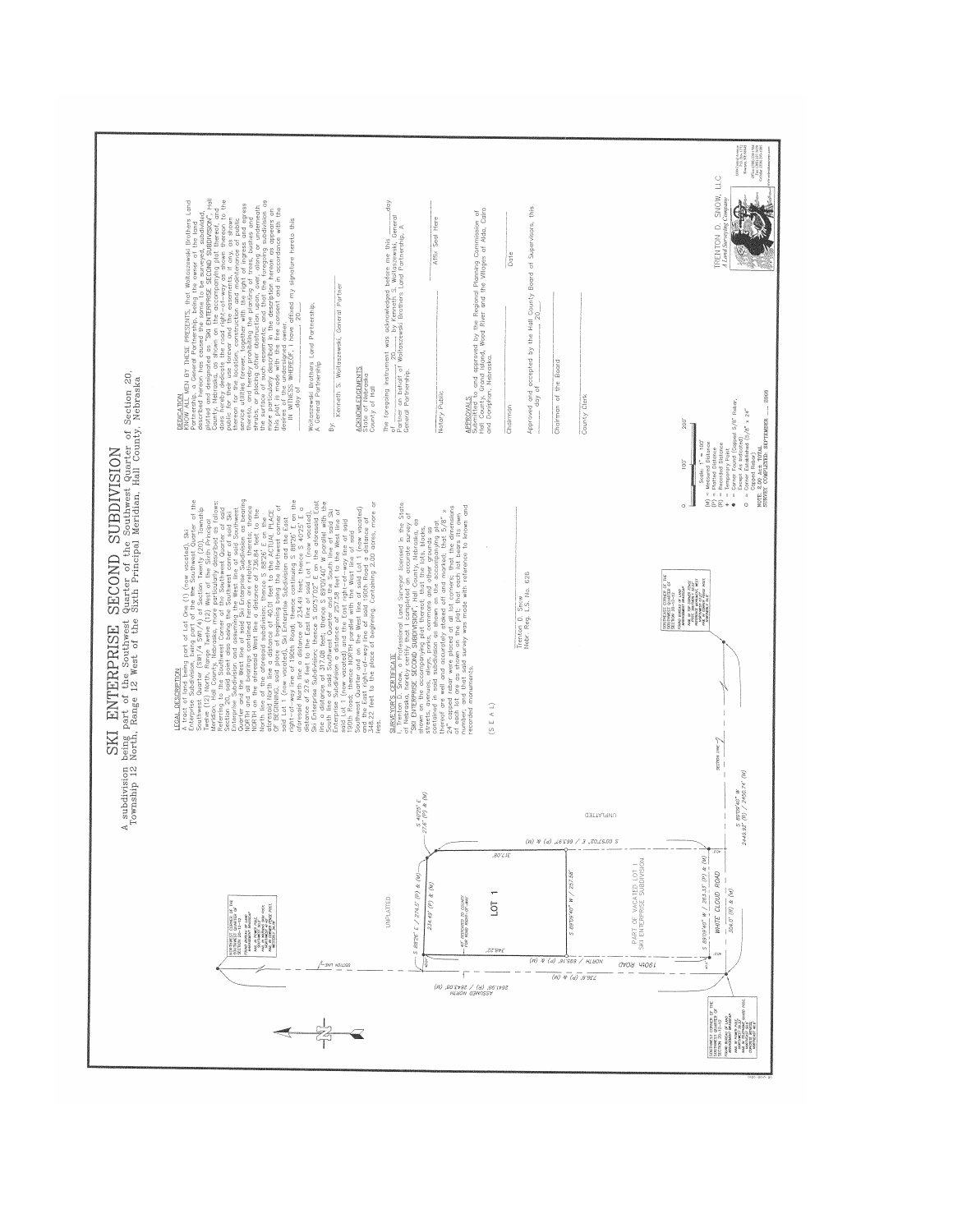# SKI ENTERPRISE SECOND SUBDIVISION

A subdivision being part of the Southwest Quarter of the Southwest Quarter of Section 20, Township 12 North, Range 12 West of the Sixth Principal Meridian, Hall County, Nebraska

## LEGAL DESCRIPTION

A tract of land being part of Lot One (1) (now vacated), Ski Enterprise Subdivision, being part of the the Southwest Quarter of the Southwest Quarter (SW1/4 SW1/4) of Section Twenty (20), Township Twelve (12) North, Range Twelve (12) West of the Sixth Principal Meridian, Hall County, Nebraska, more particularly described as follows: Referring to the Southwest Corner of the Southwest Quarter of said Section 20, said point also being the Southwest corner of said Ski Enterprise Subdivision and assuming the West line of said Southwest Quarter and the West line of said Ski Enterprise Subdivision as bearing NORTH and all bearings contained herein are relative thereto; thence NORTH on the aforesaid West line a distance of 736.84 feet to the North line of the aforesaid subdivision; thence S 88°26' E on the aforesaid North line a distance of 40.01 feet to the ACTUAL PLACE OF BEGINNING, said place of beginning being the Northwest corner of said Lot 1 (now vacated), Ski Enterprise Subdivision and the East right-of-way line of 190th Road; thence continuing S 88°26' E on the aforesaid North line a distance of 234.49 feet; thence S 40°25' E a distance of 27.6 feet to the East line of said Lot 1 (now vacated), Ski Enterprise Subdivision; thence S 00°57'02" E on the aforesaid East line a distance of 317.08 feet; thence S 89°59'40" W parallel with the South line of said Southwest Quarter and the South line of said Ski Enterprise Subdivision a distance of 257.58 feet to the West line of said Lot 1 (now vacated) and the East right-of-way line of said 190th Road; thence NORTH parallel with the West line of said Southwest Quarter and on the West line of said Lot 1 (now vacated) and the east right-of-way line of said 190th Road a distance of 348.22 feet to the place of beginning. Containing 2.00 acres, more or less.

## SURVEYOR'S CERTIFICATE

I, Trenton D. Snow, a Professional Land Surveyor licensed in the State of Nebraska, hereby certify that I completed an accurate survey of "SKI ENTERPRISE SECOND SUBDIVISION", Hall County, Nebraska, as shown on the accompanying plat thereof; that the lots, blocks, streets, avenues, alleys, parks, commons and other grounds as contained in said subdivision as shown on the accompanying plat thereof are well and accurately staked off and marked; that 5/8" x 24" capped rebar were placed at all lot corners; that the dimensions of each lot are as shown on the plat; that each lot bears its own number; and that said survey was made with reference to known and recorded monuments.

(S E A L)

Trenton D. Snow
Nebr. Reg. L.S. No. 626

## DEDICATION

KNOW ALL MEN BY THESE PRESENTS, that Woitaszewski Brothers Land Partnership, a General Partnership, being the owner of the land described hereon has caused the same to be surveyed, subdivided, platted and designated as "SKI ENTERPRISE SECOND SUBDIVISION", Hall County, Nebraska, as shown on the accompanying plat thereof, and does hereby dedicate the road right-of-way as shown thereon to the public for their use forever and the easements, if any, as shown thereon for the location, construction and maintenance of public service utilities forever, together with the right of ingress and egress thereto, and hereby prohibiting the planting of trees, bushes and shrubs, or placing other obstruction upon, over, along or underneath the surface of such easements; and that the foregoing subdivision as more particularly described in the description hereon as appears on this plat is made with the free consent and in accordance with the desires of the undersigned owner.

IN WITNESS WHEREOF, I have affixed my signature hereto this ____ day of ______________, 20___.

Woitaszewski Brothers Land Partnership,
A General Partnership

By: ______________________
Kenneth S. Woitaszewski, General Partner

## ACKNOWLEDGEMENTS

State of Nebraska
County of Hall

The foregoing instrument was acknowledged before me this ____ day of ______________, 20___, by Kenneth S. Woitaszewski, General Partner on behalf of Woitaszewski Brothers Land Partnership, A General Partnership.

Notary Public ______________________ Affix Seal Here

## APPROVALS

Submitted to and approved by the Regional Planning Commission of Hall County, Grand Island, Wood River and the Villages of Alda, Cairo and Doniphan, Nebraska.

Chairman ______________________ Date ______________

Approved and accepted by the Hall County Board of Supervisors, this ____ day of ______________, 20___.

Chairman of the Board ______________________

County Clerk ______________________

---

Scale: 1" = 100'

0 — 100' — 200'

(M) = Measured Distance
(P) = Platted Distance
(R) = Recorded Distance
▲ = Temporary Point
● = Corner Found (Capped 5/8" Rebar, Except As Indicated)
○ = Corner Established (5/8" x 24" Capped Rebar)

NOTE: 2.00 Acre TOTAL
SURVEY COMPLETED: SEPTEMBER ____ 2008

---

LOT 1

PART OF VACATED LOT 1 SKI ENTERPRISE SUBDIVISION

UNPLATTED

190TH ROAD

WHITE CLOUD ROAD

S 88°26' E / 274.5' (P) & (M)
234.49' (P) & (M)
S 40°25' E 27.6' (P) & (M)
317.08'
S 00°57'02" E / 663.87' (P) & (M)
S 89°59'40" W / 257.58'
348.22'
NORTH / 695.16' (P) & (M)
736.8' (P) & (M)
ASSUMED NORTH 2641.86' (P) / 2643.08' (M)
S 89°59'40" W / 263.33' (P) & (M)
304.0' (P) & (M)
S 89°59'40" W 2449.93' (P) / 2450.74' (M)

SECTION LINE

NORTHWEST CORNER OF THE SOUTHWEST QUARTER OF SECTION 20-T12N-R12W

SOUTHEAST CORNER OF THE SOUTHWEST QUARTER OF SECTION 20-T12N-R12W

SOUTHWEST CORNER OF THE SOUTHWEST QUARTER OF SECTION 20-T12N-R12W

TRENTON D. SNOW, LLC
A Land Surveying Company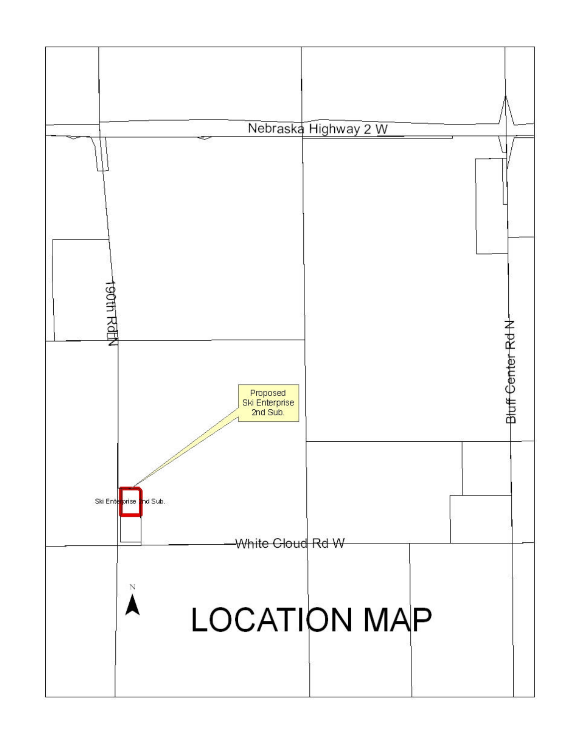Nebraska Highway 2 W

190th Rd N

Bluff Center Rd N

Proposed
Ski Enterprise
2nd Sub.

Ski Enterprise 2nd Sub.

White Cloud Rd W

N

# LOCATION MAP